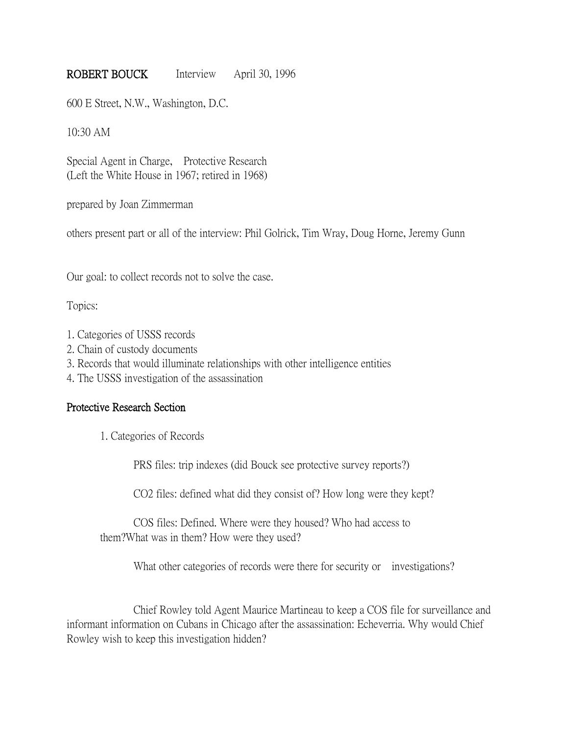**ROBERT BOUCK** Interview April 30, 1996

600 E Street, N.W., Washington, D.C.

10:30 AM

Special Agent in Charge, Protective Research
(Left the White House in 1967; retired in 1968)

prepared by Joan Zimmerman

others present part or all of the interview: Phil Golrick, Tim Wray, Doug Horne, Jeremy Gunn

Our goal: to collect records not to solve the case.

Topics:

1. Categories of USSS records
2. Chain of custody documents
3. Records that would illuminate relationships with other intelligence entities
4. The USSS investigation of the assassination

## Protective Research Section

1. Categories of Records

PRS files: trip indexes (did Bouck see protective survey reports?)

CO2 files: defined what did they consist of? How long were they kept?

COS files: Defined. Where were they housed? Who had access to them?What was in them? How were they used?

What other categories of records were there for security or investigations?

Chief Rowley told Agent Maurice Martineau to keep a COS file for surveillance and informant information on Cubans in Chicago after the assassination: Echeverria. Why would Chief Rowley wish to keep this investigation hidden?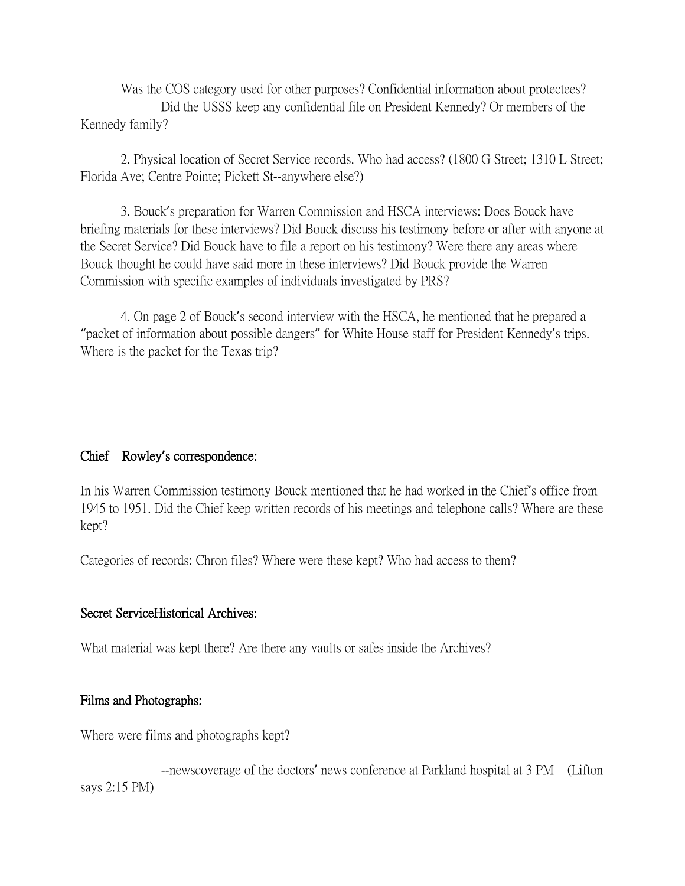Was the COS category used for other purposes? Confidential information about protectees?

Did the USSS keep any confidential file on President Kennedy? Or members of the Kennedy family?

2. Physical location of Secret Service records. Who had access? (1800 G Street; 1310 L Street; Florida Ave; Centre Pointe; Pickett St--anywhere else?)

3. Bouck's preparation for Warren Commission and HSCA interviews: Does Bouck have briefing materials for these interviews? Did Bouck discuss his testimony before or after with anyone at the Secret Service? Did Bouck have to file a report on his testimony? Were there any areas where Bouck thought he could have said more in these interviews? Did Bouck provide the Warren Commission with specific examples of individuals investigated by PRS?

4. On page 2 of Bouck's second interview with the HSCA, he mentioned that he prepared a "packet of information about possible dangers" for White House staff for President Kennedy's trips. Where is the packet for the Texas trip?

**Chief Rowley's correspondence:**

In his Warren Commission testimony Bouck mentioned that he had worked in the Chief's office from 1945 to 1951. Did the Chief keep written records of his meetings and telephone calls? Where are these kept?

Categories of records: Chron files? Where were these kept? Who had access to them?

**Secret ServiceHistorical Archives:**

What material was kept there? Are there any vaults or safes inside the Archives?

**Films and Photographs:**

Where were films and photographs kept?

--newscoverage of the doctors' news conference at Parkland hospital at 3 PM (Lifton says 2:15 PM)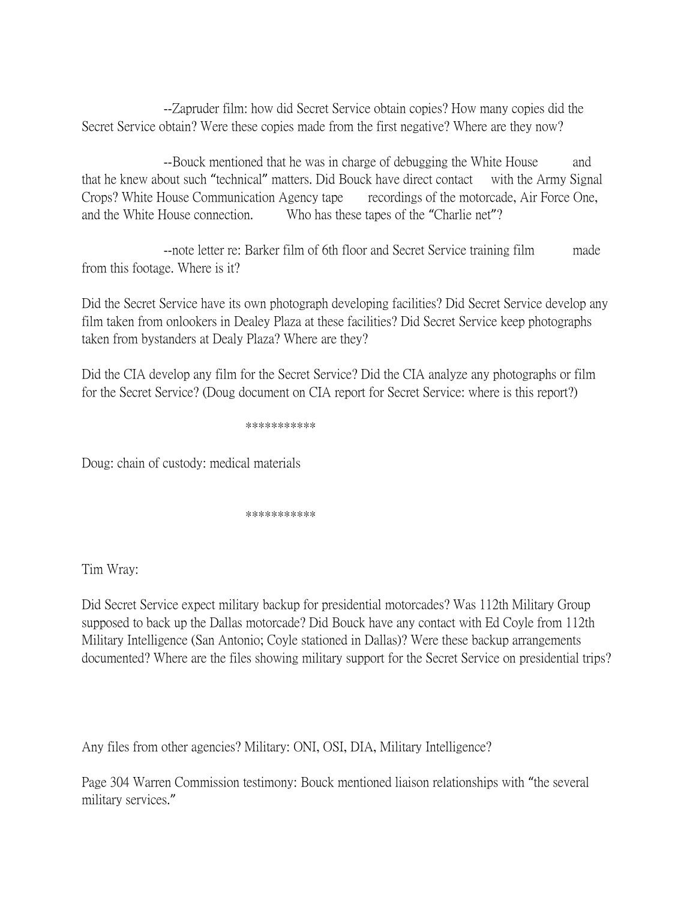--Zapruder film: how did Secret Service obtain copies? How many copies did the Secret Service obtain? Were these copies made from the first negative? Where are they now?

--Bouck mentioned that he was in charge of debugging the White House and that he knew about such "technical" matters. Did Bouck have direct contact with the Army Signal Crops? White House Communication Agency tape recordings of the motorcade, Air Force One, and the White House connection. Who has these tapes of the "Charlie net"?

--note letter re: Barker film of 6th floor and Secret Service training film made from this footage. Where is it?

Did the Secret Service have its own photograph developing facilities? Did Secret Service develop any film taken from onlookers in Dealey Plaza at these facilities? Did Secret Service keep photographs taken from bystanders at Dealy Plaza? Where are they?

Did the CIA develop any film for the Secret Service? Did the CIA analyze any photographs or film for the Secret Service? (Doug document on CIA report for Secret Service: where is this report?)

***********

Doug: chain of custody: medical materials

***********

Tim Wray:

Did Secret Service expect military backup for presidential motorcades? Was 112th Military Group supposed to back up the Dallas motorcade? Did Bouck have any contact with Ed Coyle from 112th Military Intelligence (San Antonio; Coyle stationed in Dallas)? Were these backup arrangements documented? Where are the files showing military support for the Secret Service on presidential trips?

Any files from other agencies? Military: ONI, OSI, DIA, Military Intelligence?

Page 304 Warren Commission testimony: Bouck mentioned liaison relationships with "the several military services."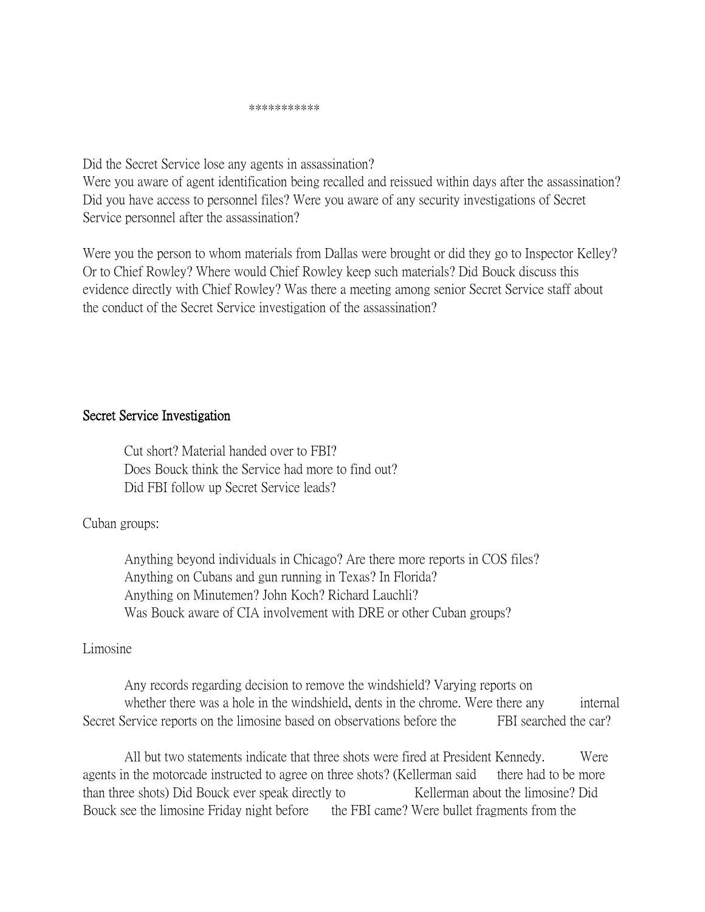***********

Did the Secret Service lose any agents in assassination?
Were you aware of agent identification being recalled and reissued within days after the assassination? Did you have access to personnel files? Were you aware of any security investigations of Secret Service personnel after the assassination?

Were you the person to whom materials from Dallas were brought or did they go to Inspector Kelley? Or to Chief Rowley? Where would Chief Rowley keep such materials? Did Bouck discuss this evidence directly with Chief Rowley? Was there a meeting among senior Secret Service staff about the conduct of the Secret Service investigation of the assassination?

## Secret Service Investigation

Cut short? Material handed over to FBI?
Does Bouck think the Service had more to find out?
Did FBI follow up Secret Service leads?

Cuban groups:

Anything beyond individuals in Chicago? Are there more reports in COS files?
Anything on Cubans and gun running in Texas? In Florida?
Anything on Minutemen? John Koch? Richard Lauchli?
Was Bouck aware of CIA involvement with DRE or other Cuban groups?

Limosine

Any records regarding decision to remove the windshield? Varying reports on whether there was a hole in the windshield, dents in the chrome. Were there any internal Secret Service reports on the limosine based on observations before the FBI searched the car?

All but two statements indicate that three shots were fired at President Kennedy. Were agents in the motorcade instructed to agree on three shots? (Kellerman said there had to be more than three shots) Did Bouck ever speak directly to Kellerman about the limosine? Did Bouck see the limosine Friday night before the FBI came? Were bullet fragments from the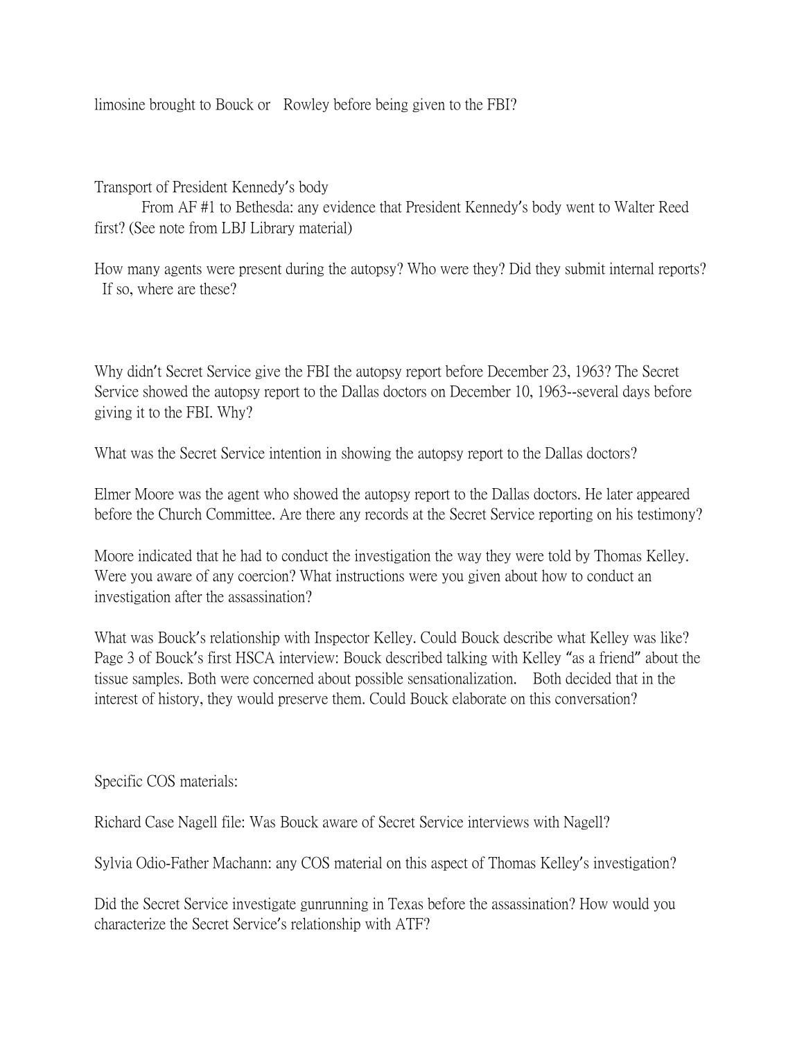limosine brought to Bouck or Rowley before being given to the FBI?

Transport of President Kennedy's body

From AF #1 to Bethesda: any evidence that President Kennedy's body went to Walter Reed first? (See note from LBJ Library material)

How many agents were present during the autopsy? Who were they? Did they submit internal reports? If so, where are these?

Why didn't Secret Service give the FBI the autopsy report before December 23, 1963? The Secret Service showed the autopsy report to the Dallas doctors on December 10, 1963--several days before giving it to the FBI. Why?

What was the Secret Service intention in showing the autopsy report to the Dallas doctors?

Elmer Moore was the agent who showed the autopsy report to the Dallas doctors. He later appeared before the Church Committee. Are there any records at the Secret Service reporting on his testimony?

Moore indicated that he had to conduct the investigation the way they were told by Thomas Kelley. Were you aware of any coercion? What instructions were you given about how to conduct an investigation after the assassination?

What was Bouck's relationship with Inspector Kelley. Could Bouck describe what Kelley was like? Page 3 of Bouck's first HSCA interview: Bouck described talking with Kelley "as a friend" about the tissue samples. Both were concerned about possible sensationalization. Both decided that in the interest of history, they would preserve them. Could Bouck elaborate on this conversation?

Specific COS materials:

Richard Case Nagell file: Was Bouck aware of Secret Service interviews with Nagell?

Sylvia Odio-Father Machann: any COS material on this aspect of Thomas Kelley's investigation?

Did the Secret Service investigate gunrunning in Texas before the assassination? How would you characterize the Secret Service's relationship with ATF?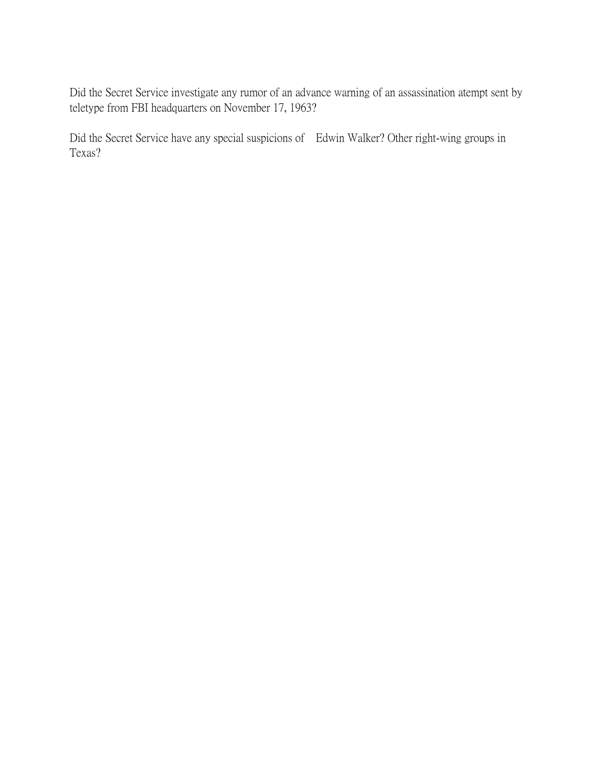Did the Secret Service investigate any rumor of an advance warning of an assassination atempt sent by teletype from FBI headquarters on November 17, 1963?

Did the Secret Service have any special suspicions of Edwin Walker? Other right-wing groups in Texas?